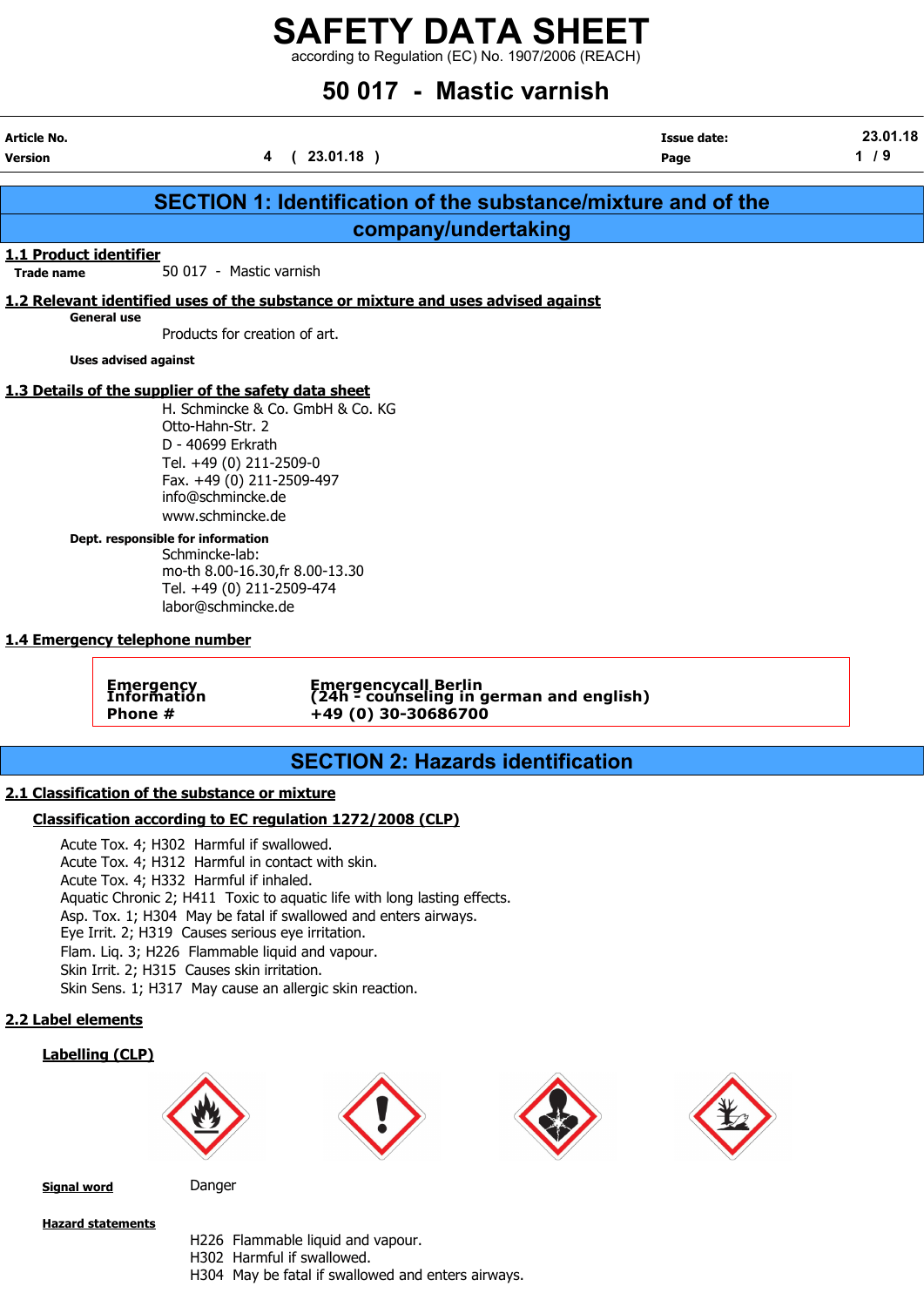# SAFETY DATA SHEET

according to Regulation (EC) No. 1907/2006 (REACH)

# 50 017 - Mastic varnish

| | | | |
|---|---|---|---|
| **Article No.** | | **Issue date:** | 23.01.18 |
| **Version** | 4 ( 23.01.18 ) | **Page** | 1 / 9 |

## SECTION 1: Identification of the substance/mixture and of the company/undertaking

### 1.1 Product identifier

**Trade name** 50 017 - Mastic varnish

### 1.2 Relevant identified uses of the substance or mixture and uses advised against

**General use**

Products for creation of art.

**Uses advised against**

### 1.3 Details of the supplier of the safety data sheet

H. Schmincke & Co. GmbH & Co. KG
Otto-Hahn-Str. 2
D - 40699 Erkrath
Tel. +49 (0) 211-2509-0
Fax. +49 (0) 211-2509-497
info@schmincke.de
www.schmincke.de

**Dept. responsible for information**

Schmincke-lab:
mo-th 8.00-16.30,fr 8.00-13.30
Tel. +49 (0) 211-2509-474
labor@schmincke.de

### 1.4 Emergency telephone number

| | |
|---|---|
| **Emergency Information** | **Emergencycall Berlin (24h - counseling in german and english)** |
| **Phone #** | **+49 (0) 30-30686700** |

## SECTION 2: Hazards identification

### 2.1 Classification of the substance or mixture

#### Classification according to EC regulation 1272/2008 (CLP)

Acute Tox. 4; H302 Harmful if swallowed.
Acute Tox. 4; H312 Harmful in contact with skin.
Acute Tox. 4; H332 Harmful if inhaled.
Aquatic Chronic 2; H411 Toxic to aquatic life with long lasting effects.
Asp. Tox. 1; H304 May be fatal if swallowed and enters airways.
Eye Irrit. 2; H319 Causes serious eye irritation.
Flam. Liq. 3; H226 Flammable liquid and vapour.
Skin Irrit. 2; H315 Causes skin irritation.
Skin Sens. 1; H317 May cause an allergic skin reaction.

### 2.2 Label elements

#### Labelling (CLP)

**Signal word** Danger

**Hazard statements**

H226 Flammable liquid and vapour.
H302 Harmful if swallowed.
H304 May be fatal if swallowed and enters airways.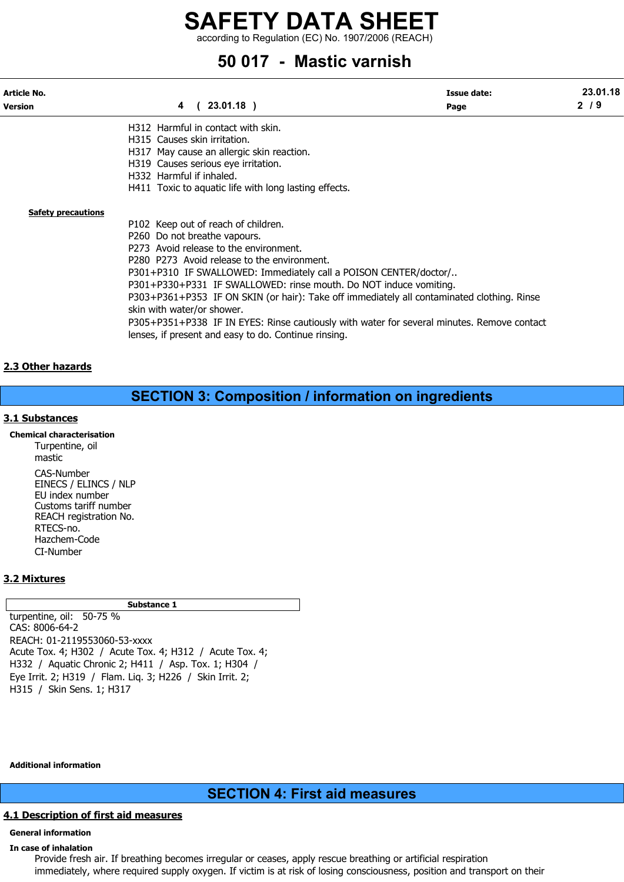H312 Harmful in contact with skin.
H315 Causes skin irritation.
H317 May cause an allergic skin reaction.
H319 Causes serious eye irritation.
H332 Harmful if inhaled.
H411 Toxic to aquatic life with long lasting effects.

**Safety precautions**

P102 Keep out of reach of children.
P260 Do not breathe vapours.
P273 Avoid release to the environment.
P280 P273 Avoid release to the environment.
P301+P310 IF SWALLOWED: Immediately call a POISON CENTER/doctor/..
P301+P330+P331 IF SWALLOWED: rinse mouth. Do NOT induce vomiting.
P303+P361+P353 IF ON SKIN (or hair): Take off immediately all contaminated clothing. Rinse skin with water/or shower.
P305+P351+P338 IF IN EYES: Rinse cautiously with water for several minutes. Remove contact lenses, if present and easy to do. Continue rinsing.

### 2.3 Other hazards

## SECTION 3: Composition / information on ingredients

### 3.1 Substances

**Chemical characterisation**

Turpentine, oil
mastic

CAS-Number
EINECS / ELINCS / NLP
EU index number
Customs tariff number
REACH registration No.
RTECS-no.
Hazchem-Code
CI-Number

### 3.2 Mixtures

**Substance 1**

turpentine, oil: 50-75 %
CAS: 8006-64-2
REACH: 01-2119553060-53-xxxx
Acute Tox. 4; H302 / Acute Tox. 4; H312 / Acute Tox. 4; H332 / Aquatic Chronic 2; H411 / Asp. Tox. 1; H304 / Eye Irrit. 2; H319 / Flam. Liq. 3; H226 / Skin Irrit. 2; H315 / Skin Sens. 1; H317

**Additional information**

## SECTION 4: First aid measures

### 4.1 Description of first aid measures

**General information**

**In case of inhalation**

Provide fresh air. If breathing becomes irregular or ceases, apply rescue breathing or artificial respiration immediately, where required supply oxygen. If victim is at risk of losing consciousness, position and transport on their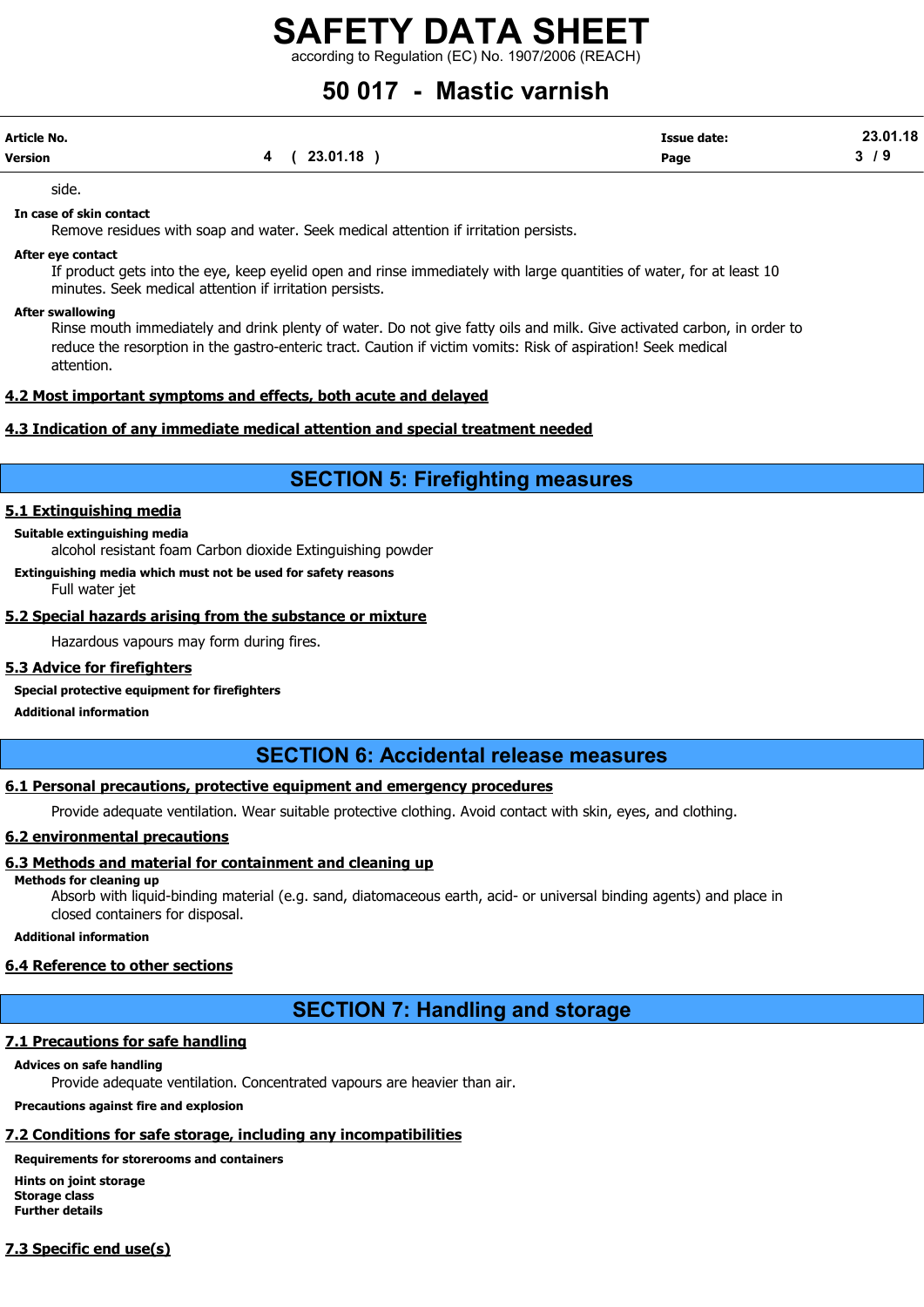side.

**In case of skin contact**

Remove residues with soap and water. Seek medical attention if irritation persists.

**After eye contact**

If product gets into the eye, keep eyelid open and rinse immediately with large quantities of water, for at least 10 minutes. Seek medical attention if irritation persists.

**After swallowing**

Rinse mouth immediately and drink plenty of water. Do not give fatty oils and milk. Give activated carbon, in order to reduce the resorption in the gastro-enteric tract. Caution if victim vomits: Risk of aspiration! Seek medical attention.

### 4.2 Most important symptoms and effects, both acute and delayed

### 4.3 Indication of any immediate medical attention and special treatment needed

## SECTION 5: Firefighting measures

### 5.1 Extinguishing media

**Suitable extinguishing media**

alcohol resistant foam Carbon dioxide Extinguishing powder

**Extinguishing media which must not be used for safety reasons**

Full water jet

### 5.2 Special hazards arising from the substance or mixture

Hazardous vapours may form during fires.

### 5.3 Advice for firefighters

**Special protective equipment for firefighters**

**Additional information**

## SECTION 6: Accidental release measures

### 6.1 Personal precautions, protective equipment and emergency procedures

Provide adequate ventilation. Wear suitable protective clothing. Avoid contact with skin, eyes, and clothing.

### 6.2 environmental precautions

### 6.3 Methods and material for containment and cleaning up

**Methods for cleaning up**

Absorb with liquid-binding material (e.g. sand, diatomaceous earth, acid- or universal binding agents) and place in closed containers for disposal.

**Additional information**

### 6.4 Reference to other sections

## SECTION 7: Handling and storage

### 7.1 Precautions for safe handling

**Advices on safe handling**

Provide adequate ventilation. Concentrated vapours are heavier than air.

**Precautions against fire and explosion**

### 7.2 Conditions for safe storage, including any incompatibilities

**Requirements for storerooms and containers**

**Hints on joint storage**
**Storage class**
**Further details**

### 7.3 Specific end use(s)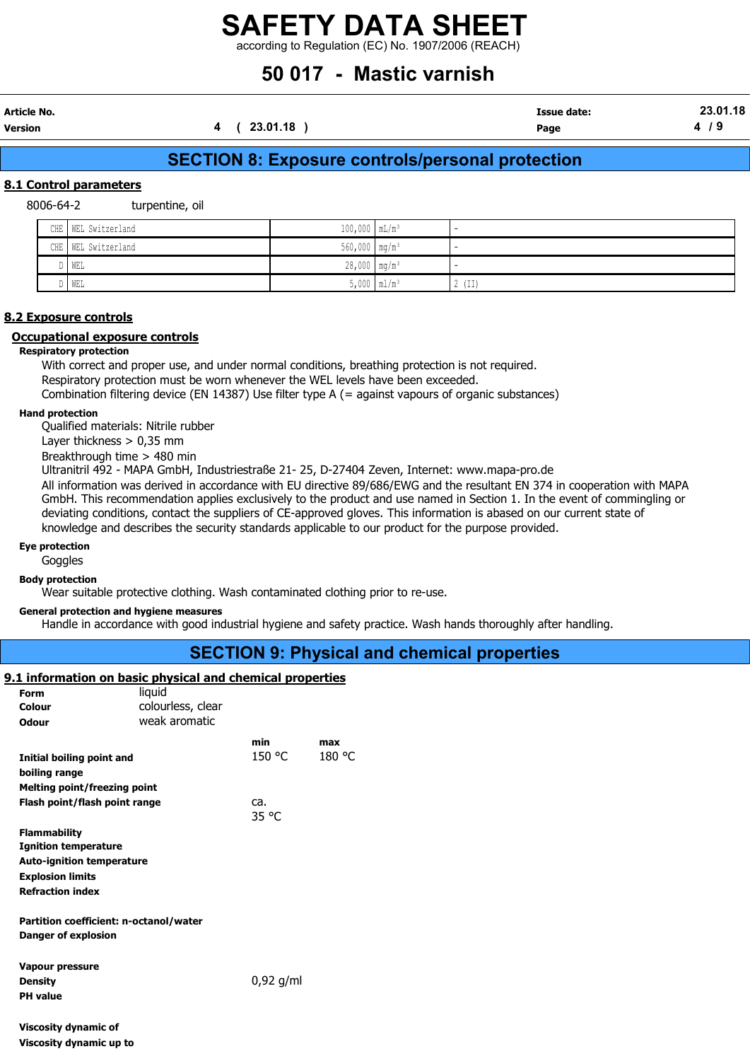# SAFETY DATA SHEET

according to Regulation (EC) No. 1907/2006 (REACH)

# 50 017 - Mastic varnish

| | | | |
|---|---|---|---|
| **Article No.** | | **Issue date:** | **23.01.18** |
| **Version** | **4 ( 23.01.18 )** | **Page** | |

## SECTION 8: Exposure controls/personal protection

### 8.1 Control parameters

8006-64-2 turpentine, oil

| | | | | | |
|---|---|---|---|---|---|
| CHE | WEL Switzerland | 100,000 | mL/m³ | - |
| CHE | WEL Switzerland | 560,000 | mg/m³ | - |
| D | WEL | 28,000 | mg/m³ | - |
| D | WEL | 5,000 | ml/m³ | 2 (II) |

### 8.2 Exposure controls

#### Occupational exposure controls

**Respiratory protection**

With correct and proper use, and under normal conditions, breathing protection is not required.
Respiratory protection must be worn whenever the WEL levels have been exceeded.
Combination filtering device (EN 14387) Use filter type A (= against vapours of organic substances)

**Hand protection**

Qualified materials: Nitrile rubber
Layer thickness > 0,35 mm
Breakthrough time > 480 min
Ultranitril 492 - MAPA GmbH, Industriestraße 21- 25, D-27404 Zeven, Internet: www.mapa-pro.de
All information was derived in accordance with EU directive 89/686/EWG and the resultant EN 374 in cooperation with MAPA GmbH. This recommendation applies exclusively to the product and use named in Section 1. In the event of commingling or deviating conditions, contact the suppliers of CE-approved gloves. This information is abased on our current state of knowledge and describes the security standards applicable to our product for the purpose provided.

**Eye protection**

Goggles

**Body protection**

Wear suitable protective clothing. Wash contaminated clothing prior to re-use.

**General protection and hygiene measures**

Handle in accordance with good industrial hygiene and safety practice. Wash hands thoroughly after handling.

## SECTION 9: Physical and chemical properties

### 9.1 information on basic physical and chemical properties

| | | |
|---|---|---|
| **Form** | liquid | |
| **Colour** | colourless, clear | |
| **Odour** | weak aromatic | |

| | min | max |
|---|---|---|
| **Initial boiling point and boiling range** | 150 °C | 180 °C |
| **Melting point/freezing point** | | |
| **Flash point/flash point range** | ca. 35 °C | |
| **Flammability** | | |
| **Ignition temperature** | | |
| **Auto-ignition temperature** | | |
| **Explosion limits** | | |
| **Refraction index** | | |
| **Partition coefficient: n-octanol/water** | | |
| **Danger of explosion** | | |
| **Vapour pressure** | | |
| **Density** | 0,92 g/ml | |
| **PH value** | | |
| **Viscosity dynamic of** | | |
| **Viscosity dynamic up to** | | |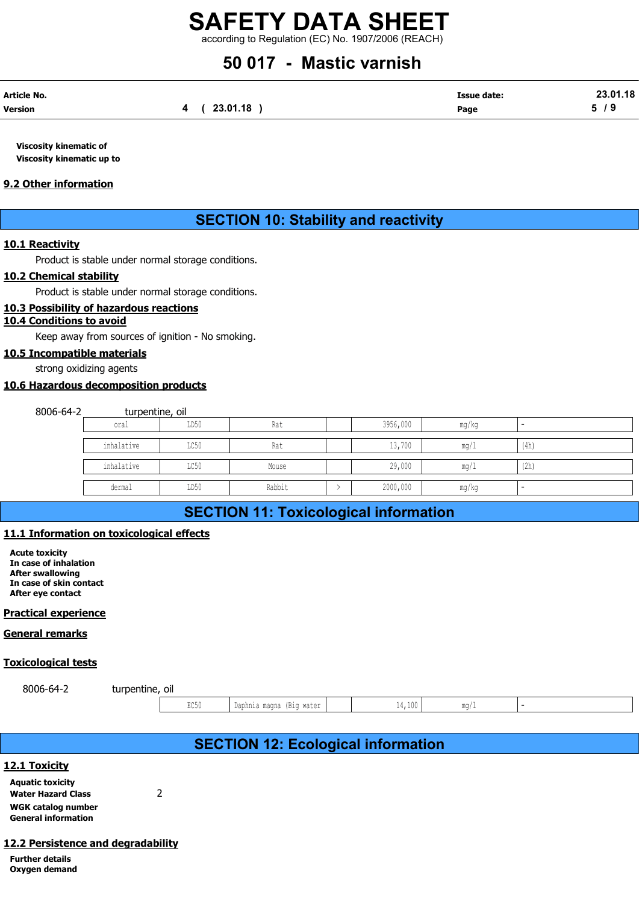**Viscosity kinematic of**
**Viscosity kinematic up to**

## 9.2 Other information

# SECTION 10: Stability and reactivity

## 10.1 Reactivity

Product is stable under normal storage conditions.

## 10.2 Chemical stability

Product is stable under normal storage conditions.

## 10.3 Possibility of hazardous reactions

## 10.4 Conditions to avoid

Keep away from sources of ignition - No smoking.

## 10.5 Incompatible materials

strong oxidizing agents

## 10.6 Hazardous decomposition products

8006-64-2 turpentine, oil

| | | | | | | |
|---|---|---|---|---|---|---|
| oral | LD50 | Rat | | 3956,000 | mg/kg | - |
| inhalative | LC50 | Rat | | 13,700 | mg/l | (4h) |
| inhalative | LC50 | Mouse | | 29,000 | mg/l | (2h) |
| dermal | LD50 | Rabbit | > | 2000,000 | mg/kg | - |

# SECTION 11: Toxicological information

## 11.1 Information on toxicological effects

**Acute toxicity**
**In case of inhalation**
**After swallowing**
**In case of skin contact**
**After eye contact**

## Practical experience

## General remarks

## Toxicological tests

8006-64-2 turpentine, oil

| | | | | | |
|---|---|---|---|---|---|
| EC50 | Daphnia magna (Big water | | 14,100 | mg/l | - |

# SECTION 12: Ecological information

## 12.1 Toxicity

**Aquatic toxicity**
**Water Hazard Class** 2
**WGK catalog number**
**General information**

## 12.2 Persistence and degradability

**Further details**
**Oxygen demand**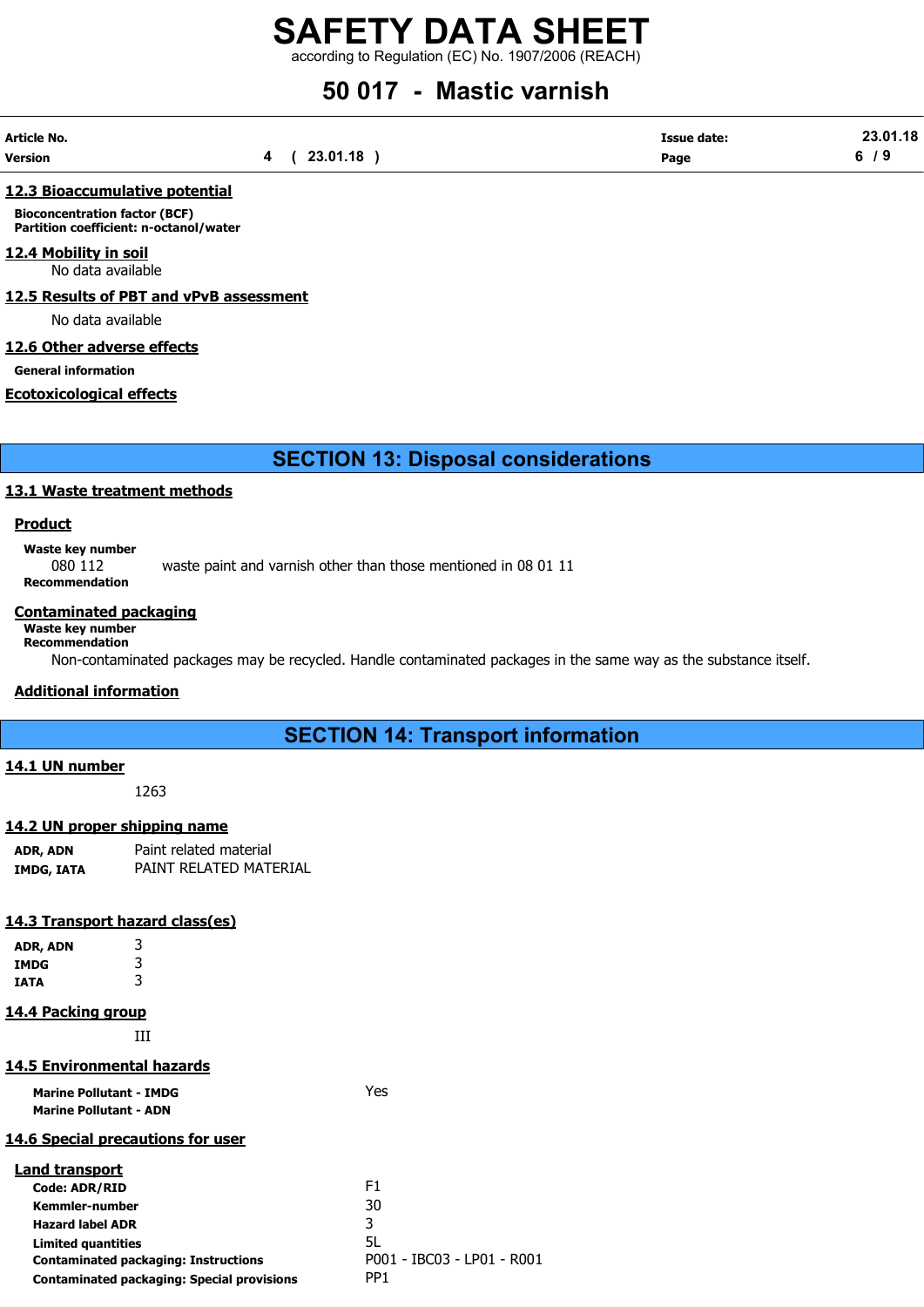### 12.3 Bioaccumulative potential

**Bioconcentration factor (BCF)**
**Partition coefficient: n-octanol/water**

### 12.4 Mobility in soil

No data available

### 12.5 Results of PBT and vPvB assessment

No data available

### 12.6 Other adverse effects

**General information**

### Ecotoxicological effects

## SECTION 13: Disposal considerations

### 13.1 Waste treatment methods

#### Product

**Waste key number**
080 112 waste paint and varnish other than those mentioned in 08 01 11
**Recommendation**

#### Contaminated packaging

**Waste key number**
**Recommendation**
Non-contaminated packages may be recycled. Handle contaminated packages in the same way as the substance itself.

#### Additional information

## SECTION 14: Transport information

### 14.1 UN number

1263

### 14.2 UN proper shipping name

| | |
|---|---|
| **ADR, ADN** | Paint related material |
| **IMDG, IATA** | PAINT RELATED MATERIAL |

### 14.3 Transport hazard class(es)

| | |
|---|---|
| **ADR, ADN** | 3 |
| **IMDG** | 3 |
| **IATA** | 3 |

### 14.4 Packing group

III

### 14.5 Environmental hazards

| | |
|---|---|
| **Marine Pollutant - IMDG** | Yes |
| **Marine Pollutant - ADN** | |

### 14.6 Special precautions for user

#### Land transport

| | |
|---|---|
| **Code: ADR/RID** | F1 |
| **Kemmler-number** | 30 |
| **Hazard label ADR** | 3 |
| **Limited quantities** | 5L |
| **Contaminated packaging: Instructions** | P001 - IBC03 - LP01 - R001 |
| **Contaminated packaging: Special provisions** | PP1 |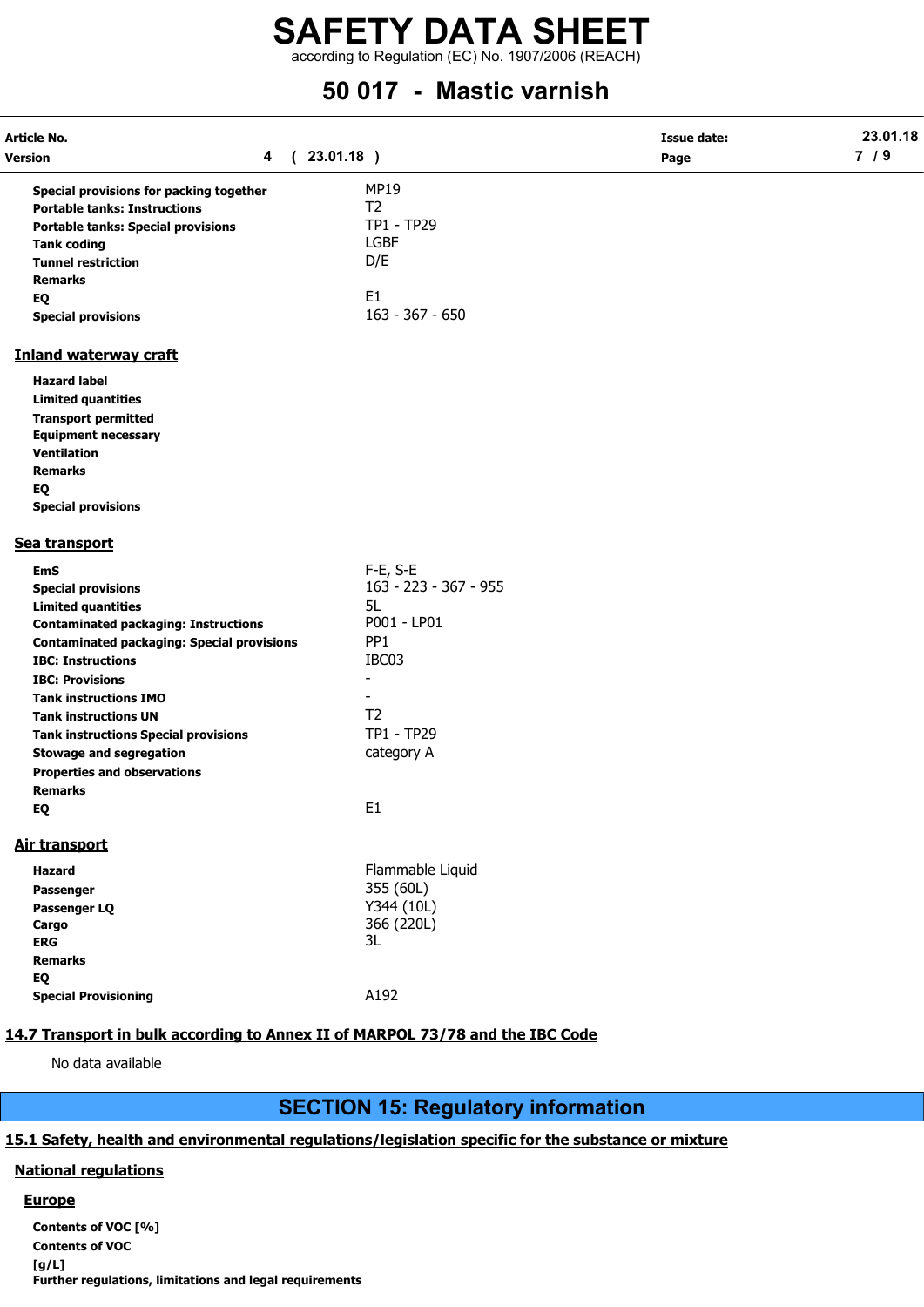| | |
|---|---|
| **Special provisions for packing together** | MP19 |
| **Portable tanks: Instructions** | T2 |
| **Portable tanks: Special provisions** | TP1 - TP29 |
| **Tank coding** | LGBF |
| **Tunnel restriction** | D/E |
| **Remarks** | |
| **EQ** | E1 |
| **Special provisions** | 163 - 367 - 650 |

### Inland waterway craft

| | |
|---|---|
| **Hazard label** | |
| **Limited quantities** | |
| **Transport permitted** | |
| **Equipment necessary** | |
| **Ventilation** | |
| **Remarks** | |
| **EQ** | |
| **Special provisions** | |

### Sea transport

| | |
|---|---|
| **EmS** | F-E, S-E |
| **Special provisions** | 163 - 223 - 367 - 955 |
| **Limited quantities** | 5L |
| **Contaminated packaging: Instructions** | P001 - LP01 |
| **Contaminated packaging: Special provisions** | PP1 |
| **IBC: Instructions** | IBC03 |
| **IBC: Provisions** | - |
| **Tank instructions IMO** | - |
| **Tank instructions UN** | T2 |
| **Tank instructions Special provisions** | TP1 - TP29 |
| **Stowage and segregation** | category A |
| **Properties and observations** | |
| **Remarks** | |
| **EQ** | E1 |

### Air transport

| | |
|---|---|
| **Hazard** | Flammable Liquid |
| **Passenger** | 355 (60L) |
| **Passenger LQ** | Y344 (10L) |
| **Cargo** | 366 (220L) |
| **ERG** | 3L |
| **Remarks** | |
| **EQ** | |
| **Special Provisioning** | A192 |

## 14.7 Transport in bulk according to Annex II of MARPOL 73/78 and the IBC Code

No data available

# SECTION 15: Regulatory information

## 15.1 Safety, health and environmental regulations/legislation specific for the substance or mixture

### National regulations

#### Europe

**Contents of VOC [%]**

**Contents of VOC [g/L]**

**Further regulations, limitations and legal requirements**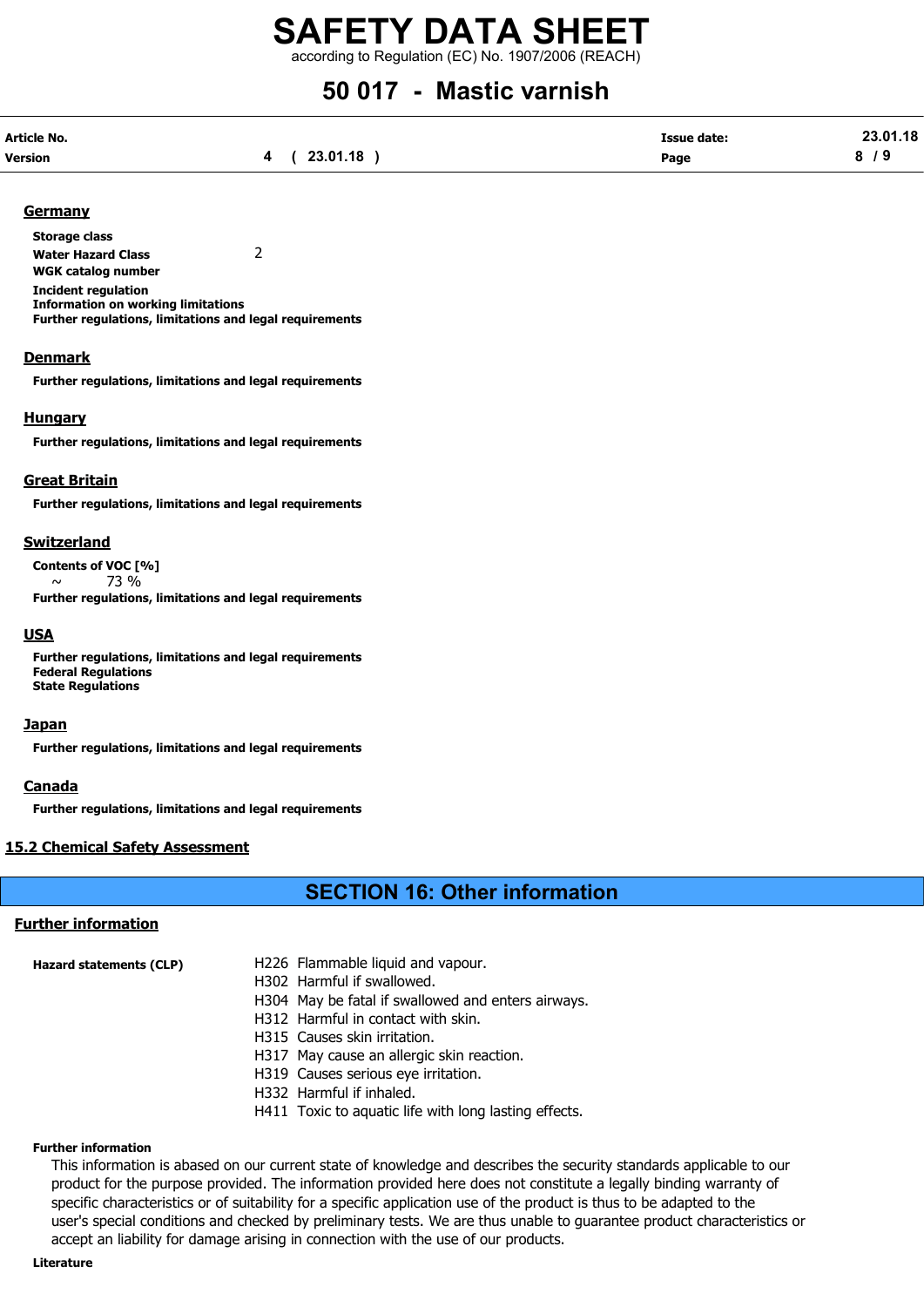## Germany

**Storage class**

**Water Hazard Class** 2

**WGK catalog number**

**Incident regulation**

**Information on working limitations**

**Further regulations, limitations and legal requirements**

## Denmark

**Further regulations, limitations and legal requirements**

## Hungary

**Further regulations, limitations and legal requirements**

## Great Britain

**Further regulations, limitations and legal requirements**

## Switzerland

**Contents of VOC [%]**

~ 73 %

**Further regulations, limitations and legal requirements**

## USA

**Further regulations, limitations and legal requirements**

**Federal Regulations**

**State Regulations**

## Japan

**Further regulations, limitations and legal requirements**

## Canada

**Further regulations, limitations and legal requirements**

## 15.2 Chemical Safety Assessment

# SECTION 16: Other information

## Further information

**Hazard statements (CLP)**

H226 Flammable liquid and vapour.
H302 Harmful if swallowed.
H304 May be fatal if swallowed and enters airways.
H312 Harmful in contact with skin.
H315 Causes skin irritation.
H317 May cause an allergic skin reaction.
H319 Causes serious eye irritation.
H332 Harmful if inhaled.
H411 Toxic to aquatic life with long lasting effects.

**Further information**

This information is abased on our current state of knowledge and describes the security standards applicable to our product for the purpose provided. The information provided here does not constitute a legally binding warranty of specific characteristics or of suitability for a specific application use of the product is thus to be adapted to the user's special conditions and checked by preliminary tests. We are thus unable to guarantee product characteristics or accept an liability for damage arising in connection with the use of our products.

**Literature**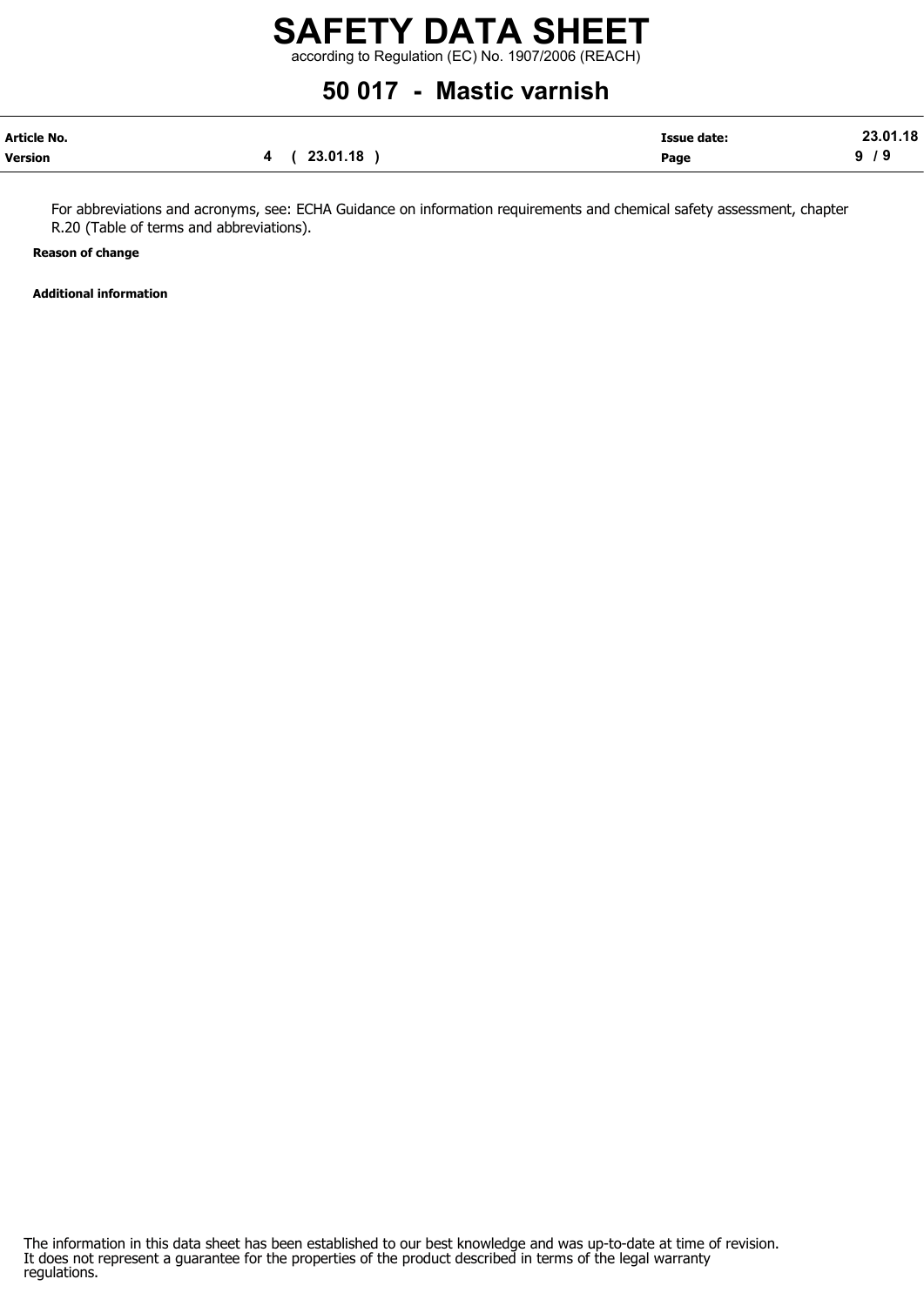For abbreviations and acronyms, see: ECHA Guidance on information requirements and chemical safety assessment, chapter R.20 (Table of terms and abbreviations).

**Reason of change**

**Additional information**

The information in this data sheet has been established to our best knowledge and was up-to-date at time of revision. It does not represent a guarantee for the properties of the product described in terms of the legal warranty regulations.